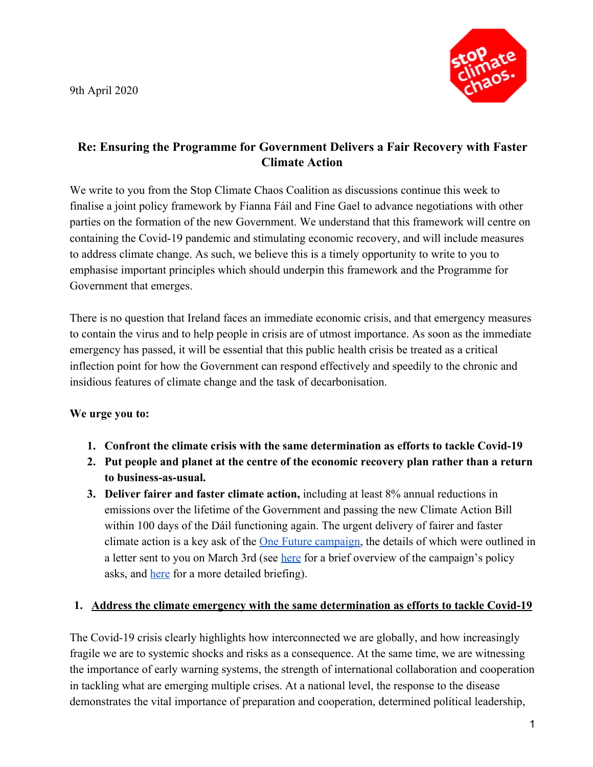9th April 2020

**Re: Ensuring the Programme for Government Delivers a Fair Recovery with Faster Climate Action**

We write to you from the Stop Climate Chaos Coalition as discussions continue this week to finalise a joint policy framework by Fianna Fáil and Fine Gael to advance negotiations with other parties on the formation of the new Government. We understand that this framework will centre on containing the Covid-19 pandemic and stimulating economic recovery, and will include measures to address climate change. As such, we believe this is a timely opportunity to write to you to emphasise important principles which should underpin this framework and the Programme for Government that emerges.

There is no question that Ireland faces an immediate economic crisis, and that emergency measures to contain the virus and to help people in crisis are of utmost importance. As soon as the immediate emergency has passed, it will be essential that this public health crisis be treated as a critical inflection point for how the Government can respond effectively and speedily to the chronic and insidious features of climate change and the task of decarbonisation.

**We urge you to:**

1. **Confront the climate crisis with the same determination as efforts to tackle Covid-19**
2. **Put people and planet at the centre of the economic recovery plan rather than a return to business-as-usual.**
3. **Deliver fairer and faster climate action,** including at least 8% annual reductions in emissions over the lifetime of the Government and passing the new Climate Action Bill within 100 days of the Dáil functioning again. The urgent delivery of fairer and faster climate action is a key ask of the One Future campaign, the details of which were outlined in a letter sent to you on March 3rd (see here for a brief overview of the campaign's policy asks, and here for a more detailed briefing).

## 1. Address the climate emergency with the same determination as efforts to tackle Covid-19

The Covid-19 crisis clearly highlights how interconnected we are globally, and how increasingly fragile we are to systemic shocks and risks as a consequence. At the same time, we are witnessing the importance of early warning systems, the strength of international collaboration and cooperation in tackling what are emerging multiple crises. At a national level, the response to the disease demonstrates the vital importance of preparation and cooperation, determined political leadership,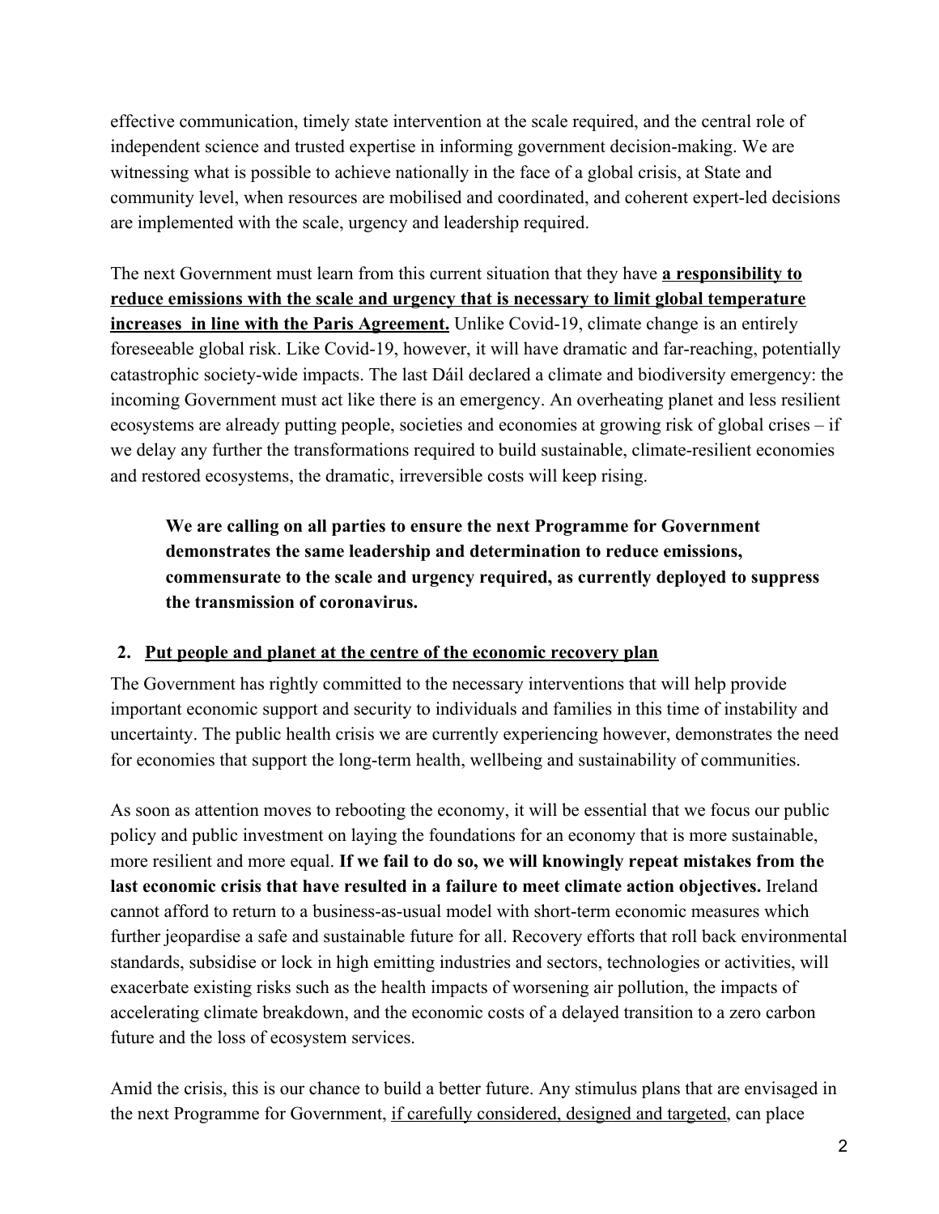effective communication, timely state intervention at the scale required, and the central role of independent science and trusted expertise in informing government decision-making. We are witnessing what is possible to achieve nationally in the face of a global crisis, at State and community level, when resources are mobilised and coordinated, and coherent expert-led decisions are implemented with the scale, urgency and leadership required.

The next Government must learn from this current situation that they have <u>**a responsibility to reduce emissions with the scale and urgency that is necessary to limit global temperature increases in line with the Paris Agreement.**</u> Unlike Covid-19, climate change is an entirely foreseeable global risk. Like Covid-19, however, it will have dramatic and far-reaching, potentially catastrophic society-wide impacts. The last Dáil declared a climate and biodiversity emergency: the incoming Government must act like there is an emergency. An overheating planet and less resilient ecosystems are already putting people, societies and economies at growing risk of global crises – if we delay any further the transformations required to build sustainable, climate-resilient economies and restored ecosystems, the dramatic, irreversible costs will keep rising.

> **We are calling on all parties to ensure the next Programme for Government demonstrates the same leadership and determination to reduce emissions, commensurate to the scale and urgency required, as currently deployed to suppress the transmission of coronavirus.**

## 2. <u>Put people and planet at the centre of the economic recovery plan</u>

The Government has rightly committed to the necessary interventions that will help provide important economic support and security to individuals and families in this time of instability and uncertainty. The public health crisis we are currently experiencing however, demonstrates the need for economies that support the long-term health, wellbeing and sustainability of communities.

As soon as attention moves to rebooting the economy, it will be essential that we focus our public policy and public investment on laying the foundations for an economy that is more sustainable, more resilient and more equal. **If we fail to do so, we will knowingly repeat mistakes from the last economic crisis that have resulted in a failure to meet climate action objectives.** Ireland cannot afford to return to a business-as-usual model with short-term economic measures which further jeopardise a safe and sustainable future for all. Recovery efforts that roll back environmental standards, subsidise or lock in high emitting industries and sectors, technologies or activities, will exacerbate existing risks such as the health impacts of worsening air pollution, the impacts of accelerating climate breakdown, and the economic costs of a delayed transition to a zero carbon future and the loss of ecosystem services.

Amid the crisis, this is our chance to build a better future. Any stimulus plans that are envisaged in the next Programme for Government, <u>if carefully considered, designed and targeted</u>, can place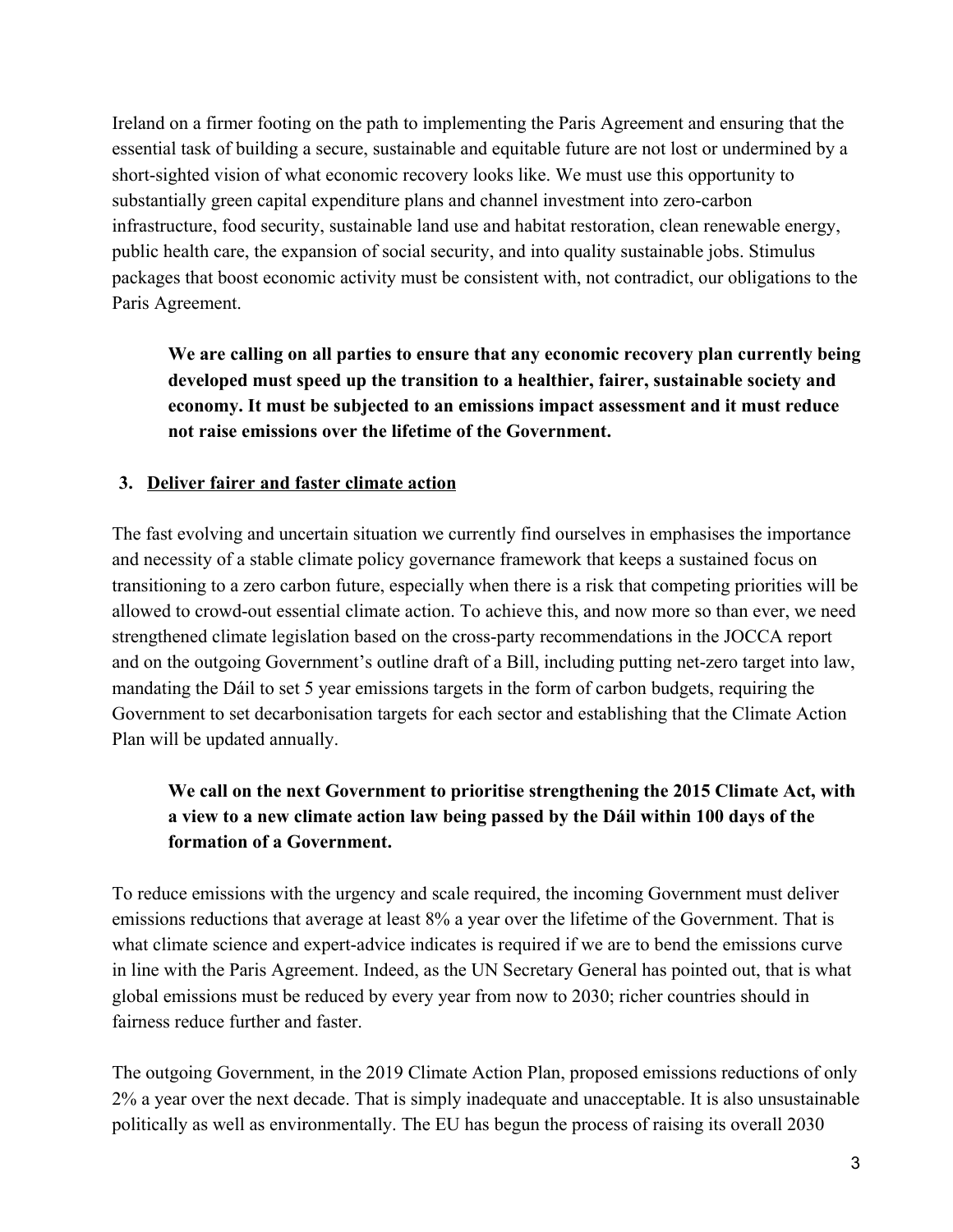Ireland on a firmer footing on the path to implementing the Paris Agreement and ensuring that the essential task of building a secure, sustainable and equitable future are not lost or undermined by a short-sighted vision of what economic recovery looks like. We must use this opportunity to substantially green capital expenditure plans and channel investment into zero-carbon infrastructure, food security, sustainable land use and habitat restoration, clean renewable energy, public health care, the expansion of social security, and into quality sustainable jobs. Stimulus packages that boost economic activity must be consistent with, not contradict, our obligations to the Paris Agreement.

> **We are calling on all parties to ensure that any economic recovery plan currently being developed must speed up the transition to a healthier, fairer, sustainable society and economy. It must be subjected to an emissions impact assessment and it must reduce not raise emissions over the lifetime of the Government.**

## 3. Deliver fairer and faster climate action

The fast evolving and uncertain situation we currently find ourselves in emphasises the importance and necessity of a stable climate policy governance framework that keeps a sustained focus on transitioning to a zero carbon future, especially when there is a risk that competing priorities will be allowed to crowd-out essential climate action. To achieve this, and now more so than ever, we need strengthened climate legislation based on the cross-party recommendations in the JOCCA report and on the outgoing Government's outline draft of a Bill, including putting net-zero target into law, mandating the Dáil to set 5 year emissions targets in the form of carbon budgets, requiring the Government to set decarbonisation targets for each sector and establishing that the Climate Action Plan will be updated annually.

> **We call on the next Government to prioritise strengthening the 2015 Climate Act, with a view to a new climate action law being passed by the Dáil within 100 days of the formation of a Government.**

To reduce emissions with the urgency and scale required, the incoming Government must deliver emissions reductions that average at least 8% a year over the lifetime of the Government. That is what climate science and expert-advice indicates is required if we are to bend the emissions curve in line with the Paris Agreement. Indeed, as the UN Secretary General has pointed out, that is what global emissions must be reduced by every year from now to 2030; richer countries should in fairness reduce further and faster.

The outgoing Government, in the 2019 Climate Action Plan, proposed emissions reductions of only 2% a year over the next decade. That is simply inadequate and unacceptable. It is also unsustainable politically as well as environmentally. The EU has begun the process of raising its overall 2030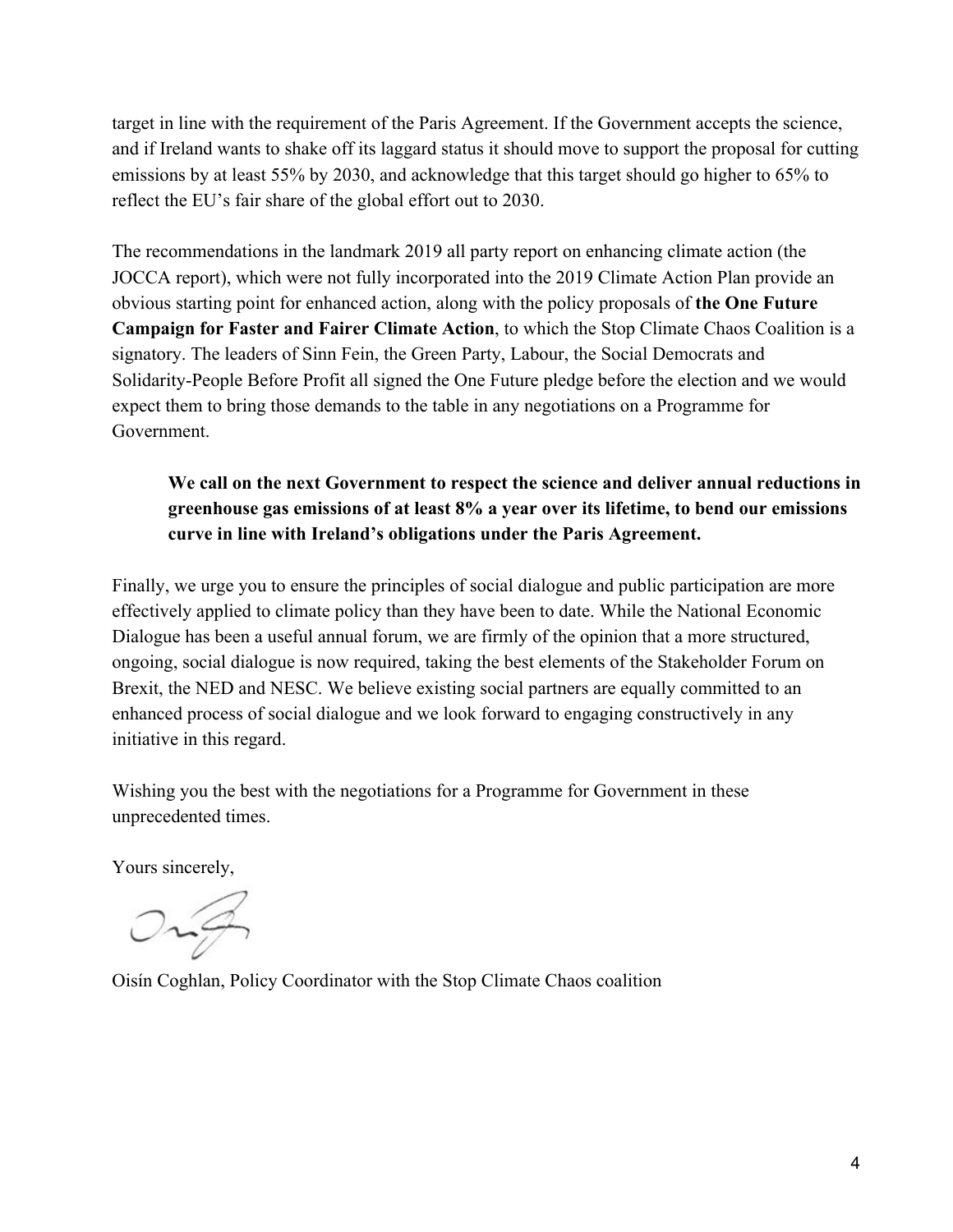target in line with the requirement of the Paris Agreement. If the Government accepts the science, and if Ireland wants to shake off its laggard status it should move to support the proposal for cutting emissions by at least 55% by 2030, and acknowledge that this target should go higher to 65% to reflect the EU's fair share of the global effort out to 2030.

The recommendations in the landmark 2019 all party report on enhancing climate action (the JOCCA report), which were not fully incorporated into the 2019 Climate Action Plan provide an obvious starting point for enhanced action, along with the policy proposals of **the One Future Campaign for Faster and Fairer Climate Action**, to which the Stop Climate Chaos Coalition is a signatory. The leaders of Sinn Fein, the Green Party, Labour, the Social Democrats and Solidarity-People Before Profit all signed the One Future pledge before the election and we would expect them to bring those demands to the table in any negotiations on a Programme for Government.

> **We call on the next Government to respect the science and deliver annual reductions in greenhouse gas emissions of at least 8% a year over its lifetime, to bend our emissions curve in line with Ireland's obligations under the Paris Agreement.**

Finally, we urge you to ensure the principles of social dialogue and public participation are more effectively applied to climate policy than they have been to date. While the National Economic Dialogue has been a useful annual forum, we are firmly of the opinion that a more structured, ongoing, social dialogue is now required, taking the best elements of the Stakeholder Forum on Brexit, the NED and NESC. We believe existing social partners are equally committed to an enhanced process of social dialogue and we look forward to engaging constructively in any initiative in this regard.

Wishing you the best with the negotiations for a Programme for Government in these unprecedented times.

Yours sincerely,

Oisín Coghlan, Policy Coordinator with the Stop Climate Chaos coalition